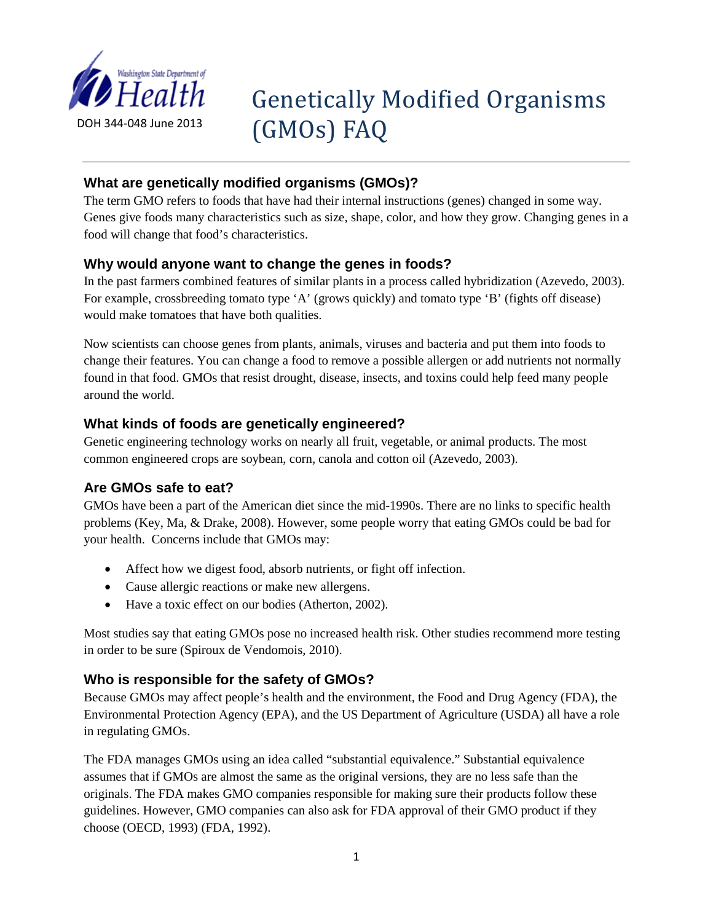Washington State Department of Health

DOH 344-048 June 2013

# Genetically Modified Organisms (GMOs) FAQ

## What are genetically modified organisms (GMOs)?

The term GMO refers to foods that have had their internal instructions (genes) changed in some way. Genes give foods many characteristics such as size, shape, color, and how they grow. Changing genes in a food will change that food's characteristics.

## Why would anyone want to change the genes in foods?

In the past farmers combined features of similar plants in a process called hybridization (Azevedo, 2003). For example, crossbreeding tomato type 'A' (grows quickly) and tomato type 'B' (fights off disease) would make tomatoes that have both qualities.

Now scientists can choose genes from plants, animals, viruses and bacteria and put them into foods to change their features. You can change a food to remove a possible allergen or add nutrients not normally found in that food. GMOs that resist drought, disease, insects, and toxins could help feed many people around the world.

## What kinds of foods are genetically engineered?

Genetic engineering technology works on nearly all fruit, vegetable, or animal products. The most common engineered crops are soybean, corn, canola and cotton oil (Azevedo, 2003).

## Are GMOs safe to eat?

GMOs have been a part of the American diet since the mid-1990s. There are no links to specific health problems (Key, Ma, & Drake, 2008). However, some people worry that eating GMOs could be bad for your health. Concerns include that GMOs may:

- Affect how we digest food, absorb nutrients, or fight off infection.
- Cause allergic reactions or make new allergens.
- Have a toxic effect on our bodies (Atherton, 2002).

Most studies say that eating GMOs pose no increased health risk. Other studies recommend more testing in order to be sure (Spiroux de Vendomois, 2010).

## Who is responsible for the safety of GMOs?

Because GMOs may affect people's health and the environment, the Food and Drug Agency (FDA), the Environmental Protection Agency (EPA), and the US Department of Agriculture (USDA) all have a role in regulating GMOs.

The FDA manages GMOs using an idea called "substantial equivalence." Substantial equivalence assumes that if GMOs are almost the same as the original versions, they are no less safe than the originals. The FDA makes GMO companies responsible for making sure their products follow these guidelines. However, GMO companies can also ask for FDA approval of their GMO product if they choose (OECD, 1993) (FDA, 1992).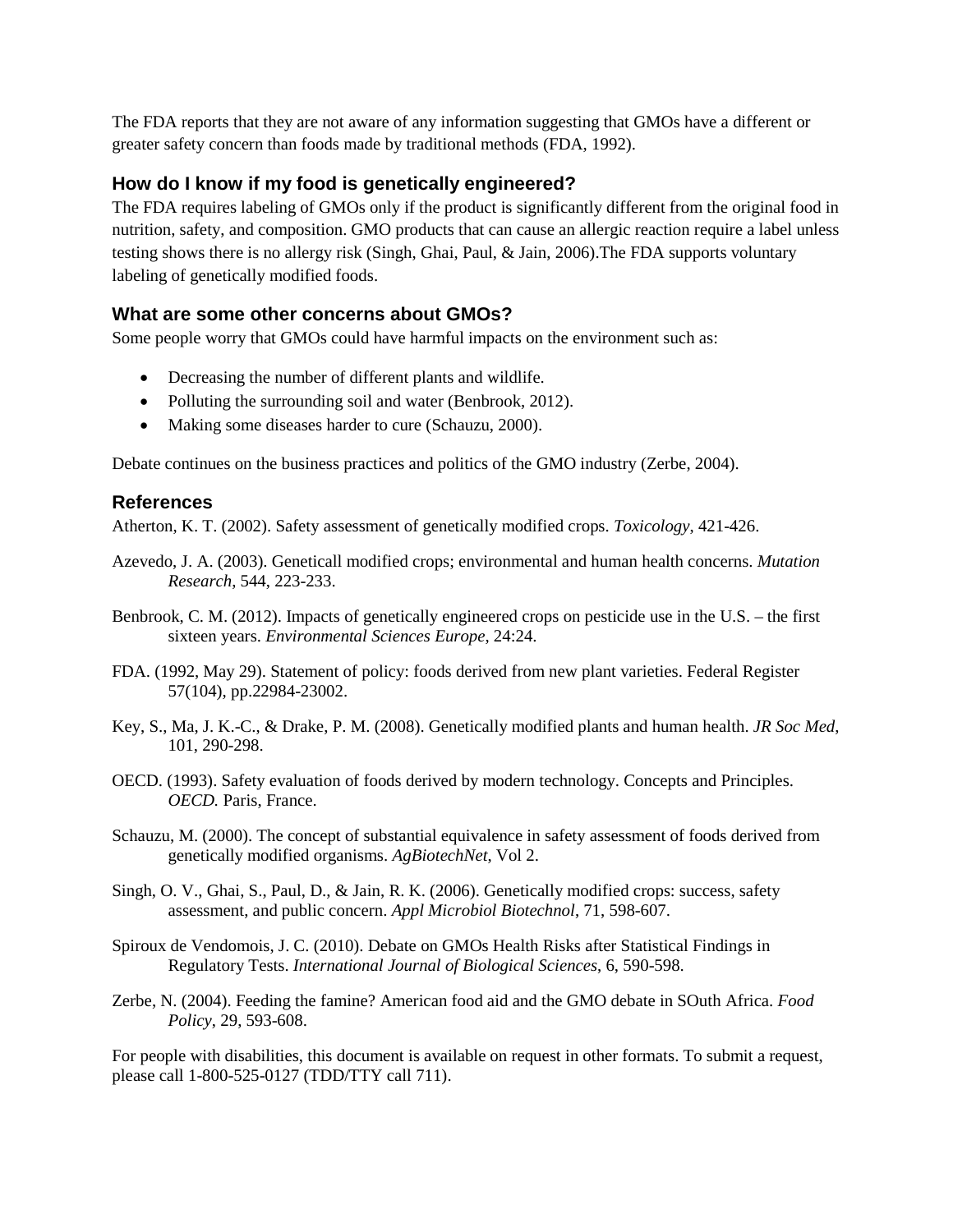The FDA reports that they are not aware of any information suggesting that GMOs have a different or greater safety concern than foods made by traditional methods (FDA, 1992).

## How do I know if my food is genetically engineered?

The FDA requires labeling of GMOs only if the product is significantly different from the original food in nutrition, safety, and composition. GMO products that can cause an allergic reaction require a label unless testing shows there is no allergy risk (Singh, Ghai, Paul, & Jain, 2006).The FDA supports voluntary labeling of genetically modified foods.

## What are some other concerns about GMOs?

Some people worry that GMOs could have harmful impacts on the environment such as:

- Decreasing the number of different plants and wildlife.
- Polluting the surrounding soil and water (Benbrook, 2012).
- Making some diseases harder to cure (Schauzu, 2000).

Debate continues on the business practices and politics of the GMO industry (Zerbe, 2004).

## References

Atherton, K. T. (2002). Safety assessment of genetically modified crops. *Toxicology*, 421-426.

Azevedo, J. A. (2003). Geneticall modified crops; environmental and human health concerns. *Mutation Research*, 544, 223-233.

Benbrook, C. M. (2012). Impacts of genetically engineered crops on pesticide use in the U.S. – the first sixteen years. *Environmental Sciences Europe*, 24:24.

FDA. (1992, May 29). Statement of policy: foods derived from new plant varieties. Federal Register 57(104), pp.22984-23002.

Key, S., Ma, J. K.-C., & Drake, P. M. (2008). Genetically modified plants and human health. *JR Soc Med*, 101, 290-298.

OECD. (1993). Safety evaluation of foods derived by modern technology. Concepts and Principles. *OECD.* Paris, France.

Schauzu, M. (2000). The concept of substantial equivalence in safety assessment of foods derived from genetically modified organisms. *AgBiotechNet*, Vol 2.

Singh, O. V., Ghai, S., Paul, D., & Jain, R. K. (2006). Genetically modified crops: success, safety assessment, and public concern. *Appl Microbiol Biotechnol*, 71, 598-607.

Spiroux de Vendomois, J. C. (2010). Debate on GMOs Health Risks after Statistical Findings in Regulatory Tests. *International Journal of Biological Sciences*, 6, 590-598.

Zerbe, N. (2004). Feeding the famine? American food aid and the GMO debate in SOuth Africa. *Food Policy*, 29, 593-608.

For people with disabilities, this document is available on request in other formats. To submit a request, please call 1-800-525-0127 (TDD/TTY call 711).